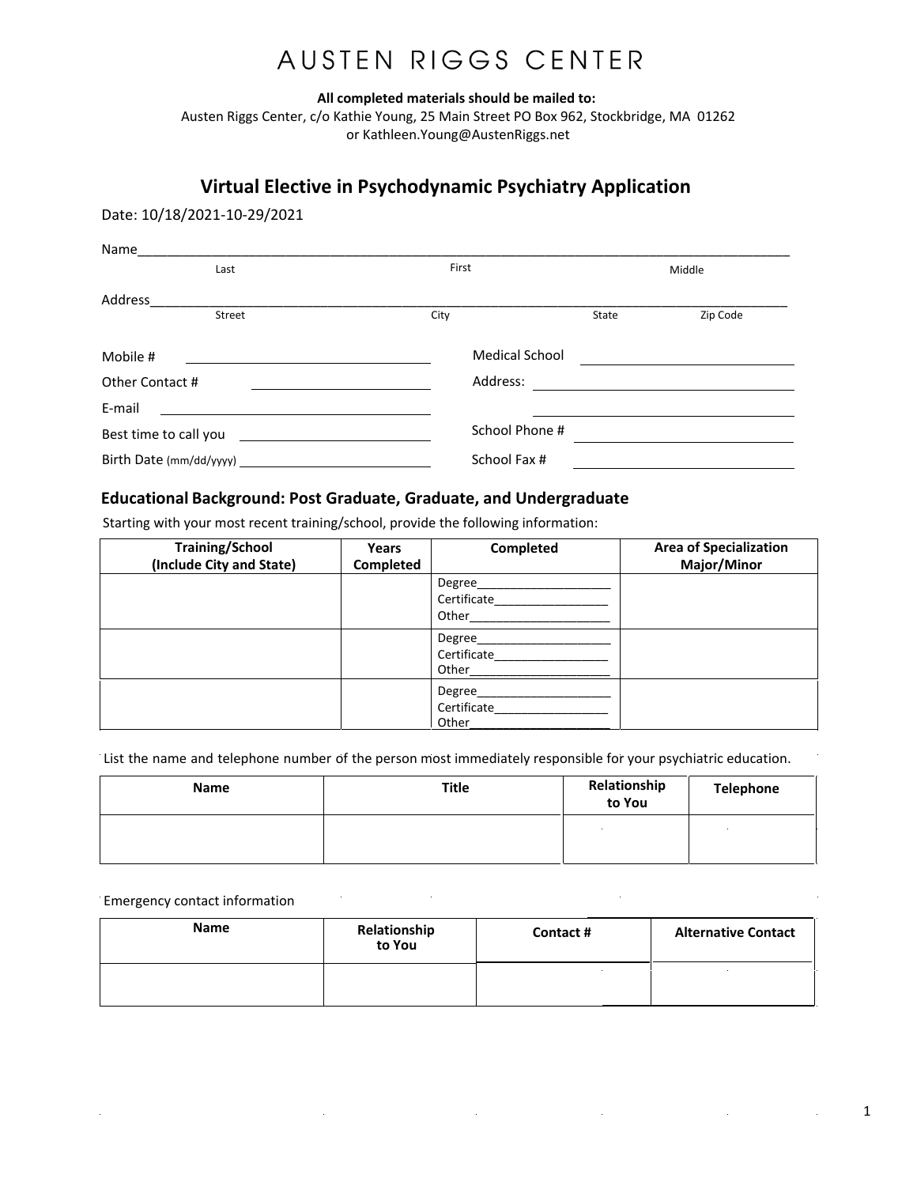# AUSTEN RIGGS CENTER

**All completed materials should be mailed to:**
Austen Riggs Center, c/o Kathie Young, 25 Main Street PO Box 962, Stockbridge, MA 01262
or Kathleen.Young@AustenRiggs.net

## Virtual Elective in Psychodynamic Psychiatry Application

Date: 10/18/2021-10-29/2021

Name________________________________________________________________________
Last First Middle

Address______________________________________________________________________
Street City State Zip Code

Mobile # ______________________________

Other Contact # ______________________________

E-mail ______________________________

Best time to call you ______________________________

Birth Date (mm/dd/yyyy) ______________________________

Medical School ______________________________

Address: ______________________________

______________________________

School Phone # ______________________________

School Fax # ______________________________

### Educational Background: Post Graduate, Graduate, and Undergraduate

Starting with your most recent training/school, provide the following information:

| Training/School (Include City and State) | Years Completed | Completed | Area of Specialization Major/Minor |
|---|---|---|---|
| | | Degree____________________ Certificate_________________ Other_____________________ | |
| | | Degree____________________ Certificate_________________ Other_____________________ | |
| | | Degree____________________ Certificate_________________ Other_____________________ | |

List the name and telephone number of the person most immediately responsible for your psychiatric education.

| Name | Title | Relationship to You | Telephone |
|---|---|---|---|
| | | | |

Emergency contact information

| Name | Relationship to You | Contact # | Alternative Contact |
|---|---|---|---|
| | | | |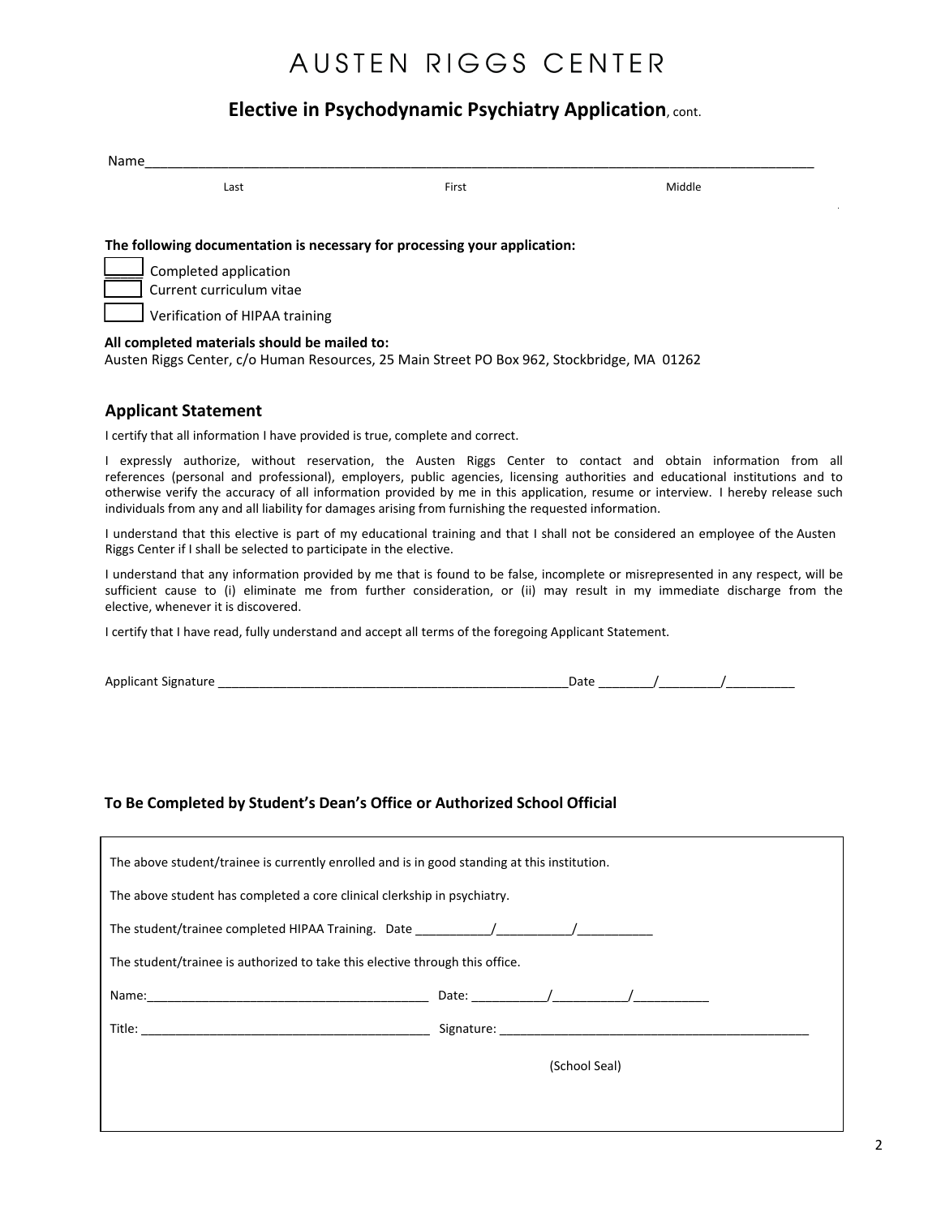# AUSTEN RIGGS CENTER

## Elective in Psychodynamic Psychiatry Application, cont.

Name_______________________________________________________________________________________

Last First Middle

**The following documentation is necessary for processing your application:**

- [ ] Completed application
- [ ] Current curriculum vitae
- [ ] Verification of HIPAA training

**All completed materials should be mailed to:**
Austen Riggs Center, c/o Human Resources, 25 Main Street PO Box 962, Stockbridge, MA 01262

## Applicant Statement

I certify that all information I have provided is true, complete and correct.

I expressly authorize, without reservation, the Austen Riggs Center to contact and obtain information from all references (personal and professional), employers, public agencies, licensing authorities and educational institutions and to otherwise verify the accuracy of all information provided by me in this application, resume or interview. I hereby release such individuals from any and all liability for damages arising from furnishing the requested information.

I understand that this elective is part of my educational training and that I shall not be considered an employee of the Austen Riggs Center if I shall be selected to participate in the elective.

I understand that any information provided by me that is found to be false, incomplete or misrepresented in any respect, will be sufficient cause to (i) eliminate me from further consideration, or (ii) may result in my immediate discharge from the elective, whenever it is discovered.

I certify that I have read, fully understand and accept all terms of the foregoing Applicant Statement.

Applicant Signature ___________________________________________________Date ________/_________/__________

### To Be Completed by Student's Dean's Office or Authorized School Official

The above student/trainee is currently enrolled and is in good standing at this institution.

The above student has completed a core clinical clerkship in psychiatry.

The student/trainee completed HIPAA Training. Date ___________/___________/___________

The student/trainee is authorized to take this elective through this office.

Name:_________________________________________ Date: ___________/___________/___________

Title: __________________________________________ Signature: ______________________________________________

(School Seal)